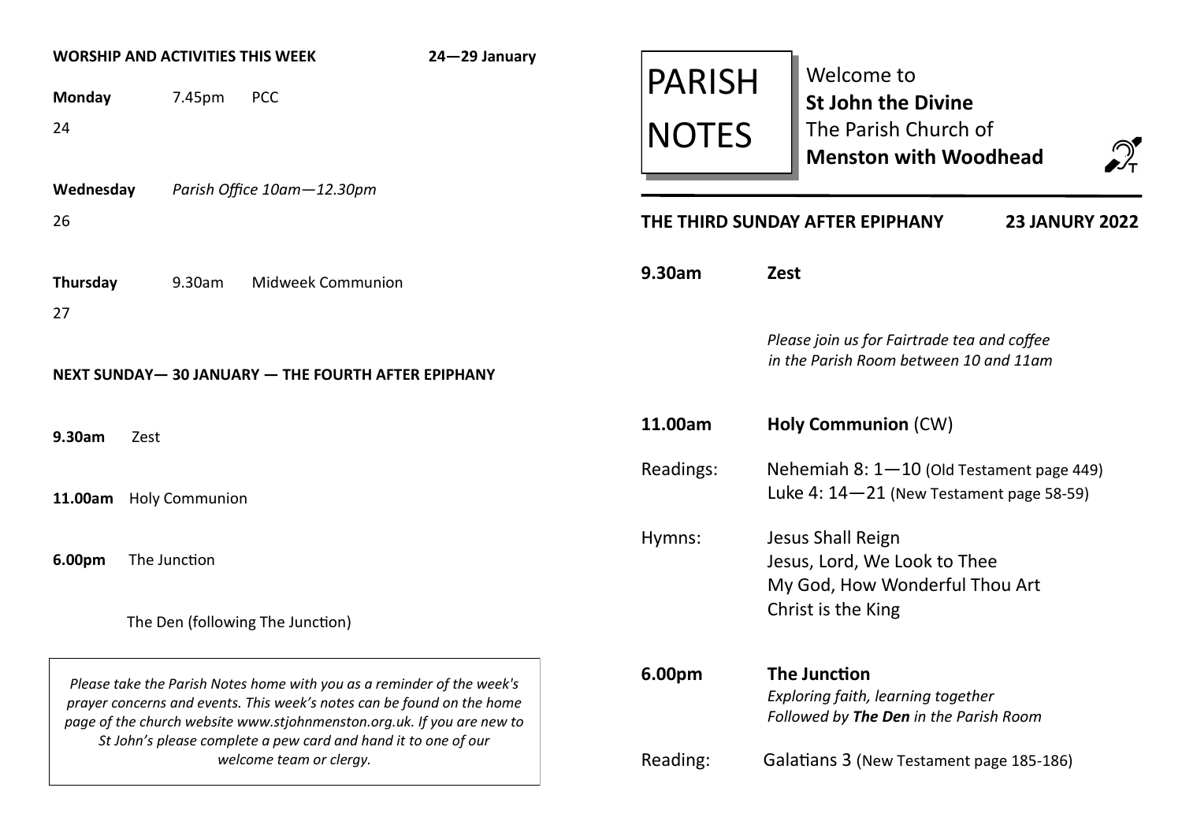# PARISH NOTES

Welcome to **St John the Divine**
The Parish Church of **Menston with Woodhead**

## THE THIRD SUNDAY AFTER EPIPHANY — 23 JANURY 2022

**9.30am** **Zest**

*Please join us for Fairtrade tea and coffee in the Parish Room between 10 and 11am*

**11.00am** **Holy Communion** (CW)

Readings:
Nehemiah 8: 1—10 (Old Testament page 449)
Luke 4: 14—21 (New Testament page 58-59)

Hymns:
Jesus Shall Reign
Jesus, Lord, We Look to Thee
My God, How Wonderful Thou Art
Christ is the King

**6.00pm** **The Junction**
*Exploring faith, learning together*
*Followed by* ***The Den*** *in the Parish Room*

Reading: Galatians 3 (New Testament page 185-186)

## WORSHIP AND ACTIVITIES THIS WEEK — 24—29 January

**Monday** 24 — 7.45pm PCC

**Wednesday** 26 — *Parish Office 10am—12.30pm*

**Thursday** 27 — 9.30am Midweek Communion

## NEXT SUNDAY— 30 JANUARY — THE FOURTH AFTER EPIPHANY

**9.30am** Zest

**11.00am** Holy Communion

**6.00pm** The Junction

The Den (following The Junction)

*Please take the Parish Notes home with you as a reminder of the week's prayer concerns and events. This week's notes can be found on the home page of the church website www.stjohnmenston.org.uk. If you are new to St John's please complete a pew card and hand it to one of our welcome team or clergy.*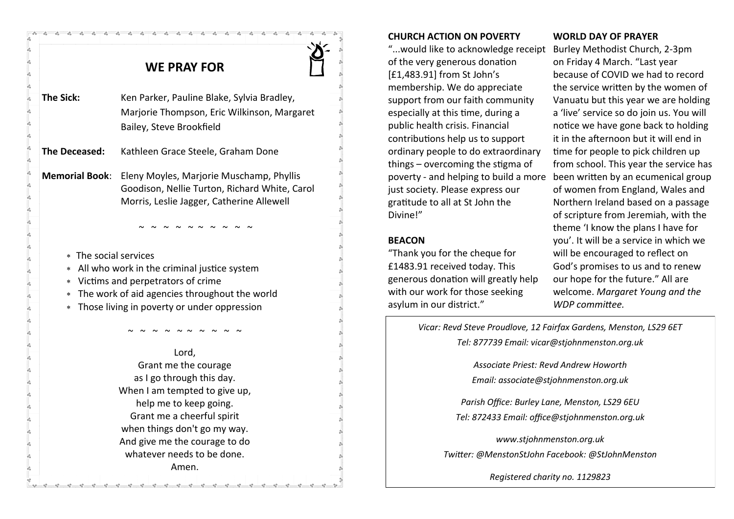## WE PRAY FOR

**The Sick:** Ken Parker, Pauline Blake, Sylvia Bradley, Marjorie Thompson, Eric Wilkinson, Margaret Bailey, Steve Brookfield

**The Deceased:** Kathleen Grace Steele, Graham Done

**Memorial Book:** Eleny Moyles, Marjorie Muschamp, Phyllis Goodison, Nellie Turton, Richard White, Carol Morris, Leslie Jagger, Catherine Allewell

~ ~ ~ ~ ~ ~ ~ ~ ~ ~

- The social services
- All who work in the criminal justice system
- Victims and perpetrators of crime
- The work of aid agencies throughout the world
- Those living in poverty or under oppression

~ ~ ~ ~ ~ ~ ~ ~ ~ ~

Lord,
Grant me the courage
as I go through this day.
When I am tempted to give up,
help me to keep going.
Grant me a cheerful spirit
when things don't go my way.
And give me the courage to do
whatever needs to be done.
Amen.

**CHURCH ACTION ON POVERTY**

"...would like to acknowledge receipt of the very generous donation [£1,483.91] from St John's membership. We do appreciate support from our faith community especially at this time, during a public health crisis. Financial contributions help us to support ordinary people to do extraordinary things – overcoming the stigma of poverty - and helping to build a more just society. Please express our gratitude to all at St John the Divine!"

**BEACON**

"Thank you for the cheque for £1483.91 received today. This generous donation will greatly help with our work for those seeking asylum in our district."

**WORLD DAY OF PRAYER**

Burley Methodist Church, 2-3pm on Friday 4 March. "Last year because of COVID we had to record the service written by the women of Vanuatu but this year we are holding a 'live' service so do join us. You will notice we have gone back to holding it in the afternoon but it will end in time for people to pick children up from school. This year the service has been written by an ecumenical group of women from England, Wales and Northern Ireland based on a passage of scripture from Jeremiah, with the theme 'I know the plans I have for you'. It will be a service in which we will be encouraged to reflect on God's promises to us and to renew our hope for the future." All are welcome. *Margaret Young and the WDP committee.*

*Vicar: Revd Steve Proudlove, 12 Fairfax Gardens, Menston, LS29 6ET*
*Tel: 877739 Email: vicar@stjohnmenston.org.uk*

*Associate Priest: Revd Andrew Howorth*
*Email: associate@stjohnmenston.org.uk*

*Parish Office: Burley Lane, Menston, LS29 6EU*
*Tel: 872433 Email: office@stjohnmenston.org.uk*

*www.stjohnmenston.org.uk*
*Twitter: @MenstonStJohn Facebook: @StJohnMenston*

*Registered charity no. 1129823*